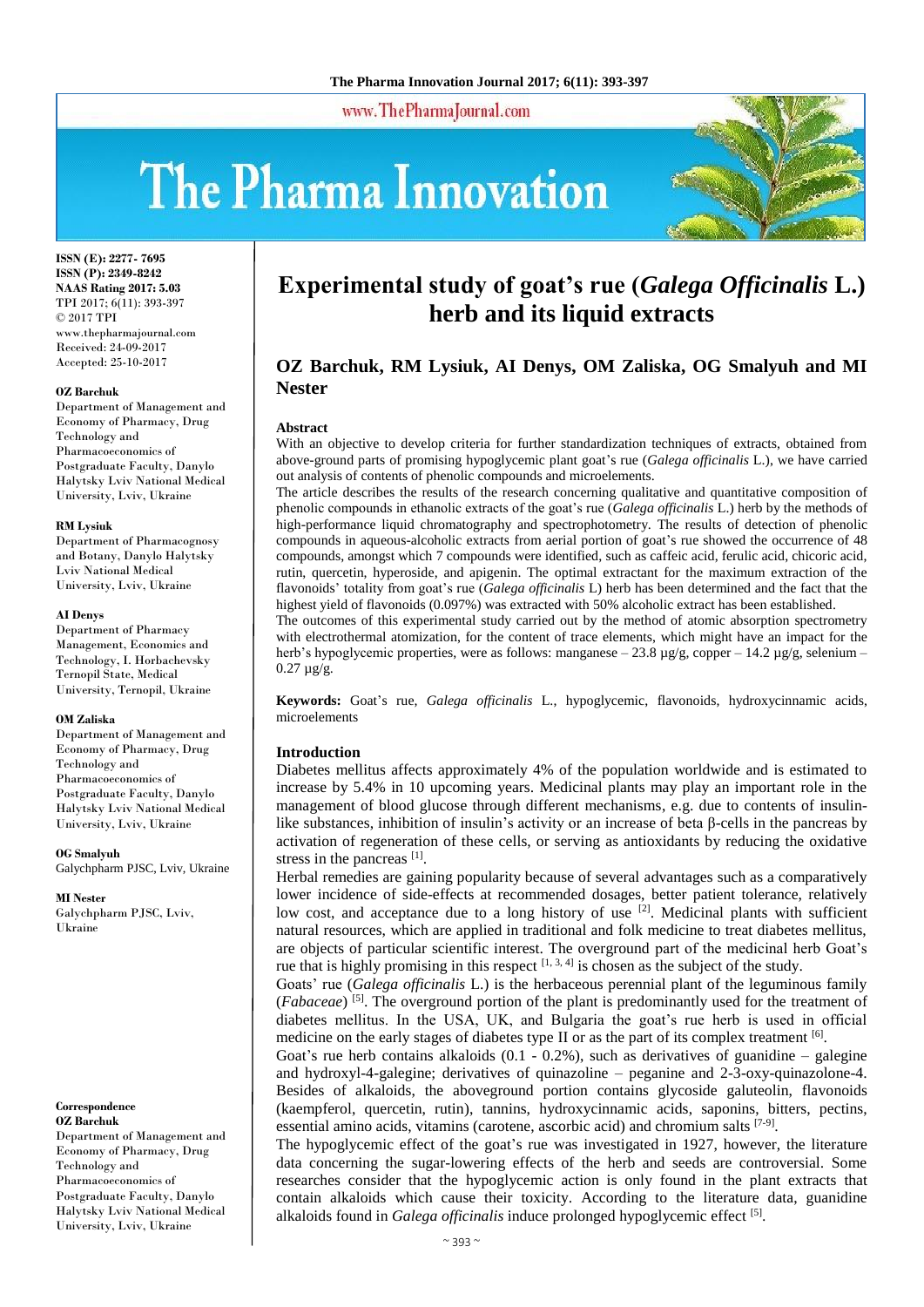# Experimental study of goat's rue (*Galega Officinalis* L.) herb and its liquid extracts

**OZ Barchuk, RM Lysiuk, AI Denys, OM Zaliska, OG Smalyuh and MI Nester**

ISSN (E): 2277- 7695
ISSN (P): 2349-8242
NAAS Rating 2017: 5.03
TPI 2017; 6(11): 393-397
© 2017 TPI
www.thepharmajournal.com
Received: 24-09-2017
Accepted: 25-10-2017

**OZ Barchuk**
Department of Management and Economy of Pharmacy, Drug Technology and Pharmacoeconomics of Postgraduate Faculty, Danylo Halytsky Lviv National Medical University, Lviv, Ukraine

**RM Lysiuk**
Department of Pharmacognosy and Botany, Danylo Halytsky Lviv National Medical University, Lviv, Ukraine

**AI Denys**
Department of Pharmacy Management, Economics and Technology, I. Horbachevsky Ternopil State, Medical University, Ternopil, Ukraine

**OM Zaliska**
Department of Management and Economy of Pharmacy, Drug Technology and Pharmacoeconomics of Postgraduate Faculty, Danylo Halytsky Lviv National Medical University, Lviv, Ukraine

**OG Smalyuh**
Galychpharm PJSC, Lviv, Ukraine

**MI Nester**
Galychpharm PJSC, Lviv, Ukraine

**Correspondence**
**OZ Barchuk**
Department of Management and Economy of Pharmacy, Drug Technology and Pharmacoeconomics of Postgraduate Faculty, Danylo Halytsky Lviv National Medical University, Lviv, Ukraine

## Abstract

With an objective to develop criteria for further standardization techniques of extracts, obtained from above-ground parts of promising hypoglycemic plant goat's rue (*Galega officinalis* L.), we have carried out analysis of contents of phenolic compounds and microelements.

The article describes the results of the research concerning qualitative and quantitative composition of phenolic compounds in ethanolic extracts of the goat's rue (*Galega officinalis* L.) herb by the methods of high-performance liquid chromatography and spectrophotometry. The results of detection of phenolic compounds in aqueous-alcoholic extracts from aerial portion of goat's rue showed the occurrence of 48 compounds, amongst which 7 compounds were identified, such as caffeic acid, ferulic acid, chicoric acid, rutin, quercetin, hyperoside, and apigenin. The optimal extractant for the maximum extraction of the flavonoids' totality from goat's rue (*Galega officinalis* L) herb has been determined and the fact that the highest yield of flavonoids (0.097%) was extracted with 50% alcoholic extract has been established.

The outcomes of this experimental study carried out by the method of atomic absorption spectrometry with electrothermal atomization, for the content of trace elements, which might have an impact for the herb's hypoglycemic properties, were as follows: manganese – 23.8 µg/g, copper – 14.2 µg/g, selenium – 0.27 µg/g.

**Keywords:** Goat's rue, *Galega officinalis* L., hypoglycemic, flavonoids, hydroxycinnamic acids, microelements

## Introduction

Diabetes mellitus affects approximately 4% of the population worldwide and is estimated to increase by 5.4% in 10 upcoming years. Medicinal plants may play an important role in the management of blood glucose through different mechanisms, e.g. due to contents of insulin-like substances, inhibition of insulin's activity or an increase of beta β-cells in the pancreas by activation of regeneration of these cells, or serving as antioxidants by reducing the oxidative stress in the pancreas [1].

Herbal remedies are gaining popularity because of several advantages such as a comparatively lower incidence of side-effects at recommended dosages, better patient tolerance, relatively low cost, and acceptance due to a long history of use [2]. Medicinal plants with sufficient natural resources, which are applied in traditional and folk medicine to treat diabetes mellitus, are objects of particular scientific interest. The overground part of the medicinal herb Goat's rue that is highly promising in this respect [1, 3, 4] is chosen as the subject of the study.

Goats' rue (*Galega officinalis* L.) is the herbaceous perennial plant of the leguminous family (*Fabaceae*) [5]. The overground portion of the plant is predominantly used for the treatment of diabetes mellitus. In the USA, UK, and Bulgaria the goat's rue herb is used in official medicine on the early stages of diabetes type II or as the part of its complex treatment [6].

Goat's rue herb contains alkaloids (0.1 - 0.2%), such as derivatives of guanidine – galegine and hydroxyl-4-galegine; derivatives of quinazoline – peganine and 2-3-oxy-quinazolone-4. Besides of alkaloids, the aboveground portion contains glycoside galuteolin, flavonoids (kaempferol, quercetin, rutin), tannins, hydroxycinnamic acids, saponins, bitters, pectins, essential amino acids, vitamins (carotene, ascorbic acid) and chromium salts [7-9].

The hypoglycemic effect of the goat's rue was investigated in 1927, however, the literature data concerning the sugar-lowering effects of the herb and seeds are controversial. Some researches consider that the hypoglycemic action is only found in the plant extracts that contain alkaloids which cause their toxicity. According to the literature data, guanidine alkaloids found in *Galega officinalis* induce prolonged hypoglycemic effect [5].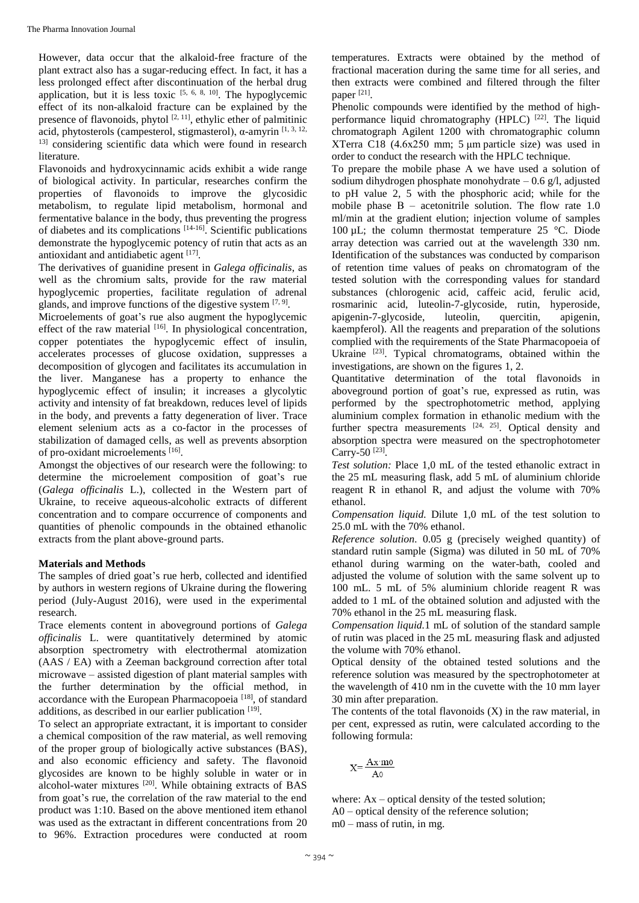However, data occur that the alkaloid-free fracture of the plant extract also has a sugar-reducing effect. In fact, it has a less prolonged effect after discontinuation of the herbal drug application, but it is less toxic [5, 6, 8, 10]. The hypoglycemic effect of its non-alkaloid fracture can be explained by the presence of flavonoids, phytol [2, 11], ethylic ether of palmitinic acid, phytosterols (campesterol, stigmasterol), α-amyrin [1, 3, 12, 13] considering scientific data which were found in research literature.

Flavonoids and hydroxycinnamic acids exhibit a wide range of biological activity. In particular, researches confirm the properties of flavonoids to improve the glycosidic metabolism, to regulate lipid metabolism, hormonal and fermentative balance in the body, thus preventing the progress of diabetes and its complications [14-16]. Scientific publications demonstrate the hypoglycemic potency of rutin that acts as an antioxidant and antidiabetic agent [17].

The derivatives of guanidine present in *Galega officinalis*, as well as the chromium salts, provide for the raw material hypoglycemic properties, facilitate regulation of adrenal glands, and improve functions of the digestive system [7, 9].

Microelements of goat's rue also augment the hypoglycemic effect of the raw material [16]. In physiological concentration, copper potentiates the hypoglycemic effect of insulin, accelerates processes of glucose oxidation, suppresses a decomposition of glycogen and facilitates its accumulation in the liver. Manganese has a property to enhance the hypoglycemic effect of insulin; it increases a glycolytic activity and intensity of fat breakdown, reduces level of lipids in the body, and prevents a fatty degeneration of liver. Trace element selenium acts as a co-factor in the processes of stabilization of damaged cells, as well as prevents absorption of pro-oxidant microelements [16].

Amongst the objectives of our research were the following: to determine the microelement composition of goat's rue (*Galega officinalis* L.), collected in the Western part of Ukraine, to receive aqueous-alcoholic extracts of different concentration and to compare occurrence of components and quantities of phenolic compounds in the obtained ethanolic extracts from the plant above-ground parts.

## Materials and Methods

The samples of dried goat's rue herb, collected and identified by authors in western regions of Ukraine during the flowering period (July-August 2016), were used in the experimental research.

Trace elements content in aboveground portions of *Galega officinalis* L. were quantitatively determined by atomic absorption spectrometry with electrothermal atomization (AAS / EA) with a Zeeman background correction after total microwave – assisted digestion of plant material samples with the further determination by the official method, in accordance with the European Pharmacopoeia [18], of standard additions, as described in our earlier publication [19].

To select an appropriate extractant, it is important to consider a chemical composition of the raw material, as well removing of the proper group of biologically active substances (BAS), and also economic efficiency and safety. The flavonoid glycosides are known to be highly soluble in water or in alcohol-water mixtures [20]. While obtaining extracts of BAS from goat's rue, the correlation of the raw material to the end product was 1:10. Based on the above mentioned item ethanol was used as the extractant in different concentrations from 20 to 96%. Extraction procedures were conducted at room temperatures. Extracts were obtained by the method of fractional maceration during the same time for all series, and then extracts were combined and filtered through the filter paper [21].

Phenolic compounds were identified by the method of high-performance liquid chromatography (HPLC) [22]. The liquid chromatograph Agilent 1200 with chromatographic column XTerra C18 (4.6x250 mm; 5 μm particle size) was used in order to conduct the research with the HPLC technique.

To prepare the mobile phase A we have used a solution of sodium dihydrogen phosphate monohydrate – 0.6 g/l, adjusted to pH value 2, 5 with the phosphoric acid; while for the mobile phase B – acetonitrile solution. The flow rate 1.0 ml/min at the gradient elution; injection volume of samples 100 μL; the column thermostat temperature 25 °C. Diode array detection was carried out at the wavelength 330 nm. Identification of the substances was conducted by comparison of retention time values of peaks on chromatogram of the tested solution with the corresponding values for standard substances (chlorogenic acid, caffeic acid, ferulic acid, rosmarinic acid, luteolin-7-glycoside, rutin, hyperoside, apigenin-7-glycoside, luteolin, quercitin, apigenin, kaempferol). All the reagents and preparation of the solutions complied with the requirements of the State Pharmacopoeia of Ukraine [23]. Typical chromatograms, obtained within the investigations, are shown on the figures 1, 2.

Quantitative determination of the total flavonoids in aboveground portion of goat's rue, expressed as rutin, was performed by the spectrophotometric method, applying aluminium complex formation in ethanolic medium with the further spectra measurements [24, 25]. Optical density and absorption spectra were measured on the spectrophotometer Carry-50 [23].

*Test solution:* Place 1,0 mL of the tested ethanolic extract in the 25 mL measuring flask, add 5 mL of aluminium chloride reagent R in ethanol R, and adjust the volume with 70% ethanol.

*Compensation liquid.* Dilute 1,0 mL of the test solution to 25.0 mL with the 70% ethanol.

*Reference solution.* 0.05 g (precisely weighed quantity) of standard rutin sample (Sigma) was diluted in 50 mL of 70% ethanol during warming on the water-bath, cooled and adjusted the volume of solution with the same solvent up to 100 mL. 5 mL of 5% aluminium chloride reagent R was added to 1 mL of the obtained solution and adjusted with the 70% ethanol in the 25 mL measuring flask.

*Compensation liquid.*1 mL of solution of the standard sample of rutin was placed in the 25 mL measuring flask and adjusted the volume with 70% ethanol.

Optical density of the obtained tested solutions and the reference solution was measured by the spectrophotometer at the wavelength of 410 nm in the cuvette with the 10 mm layer 30 min after preparation.

The contents of the total flavonoids (X) in the raw material, in per cent, expressed as rutin, were calculated according to the following formula:

$$X = \frac{A_x \cdot m_0}{A_0}$$

where: $A_x$ – optical density of the tested solution;
$A_0$ – optical density of the reference solution;
$m_0$ – mass of rutin, in mg.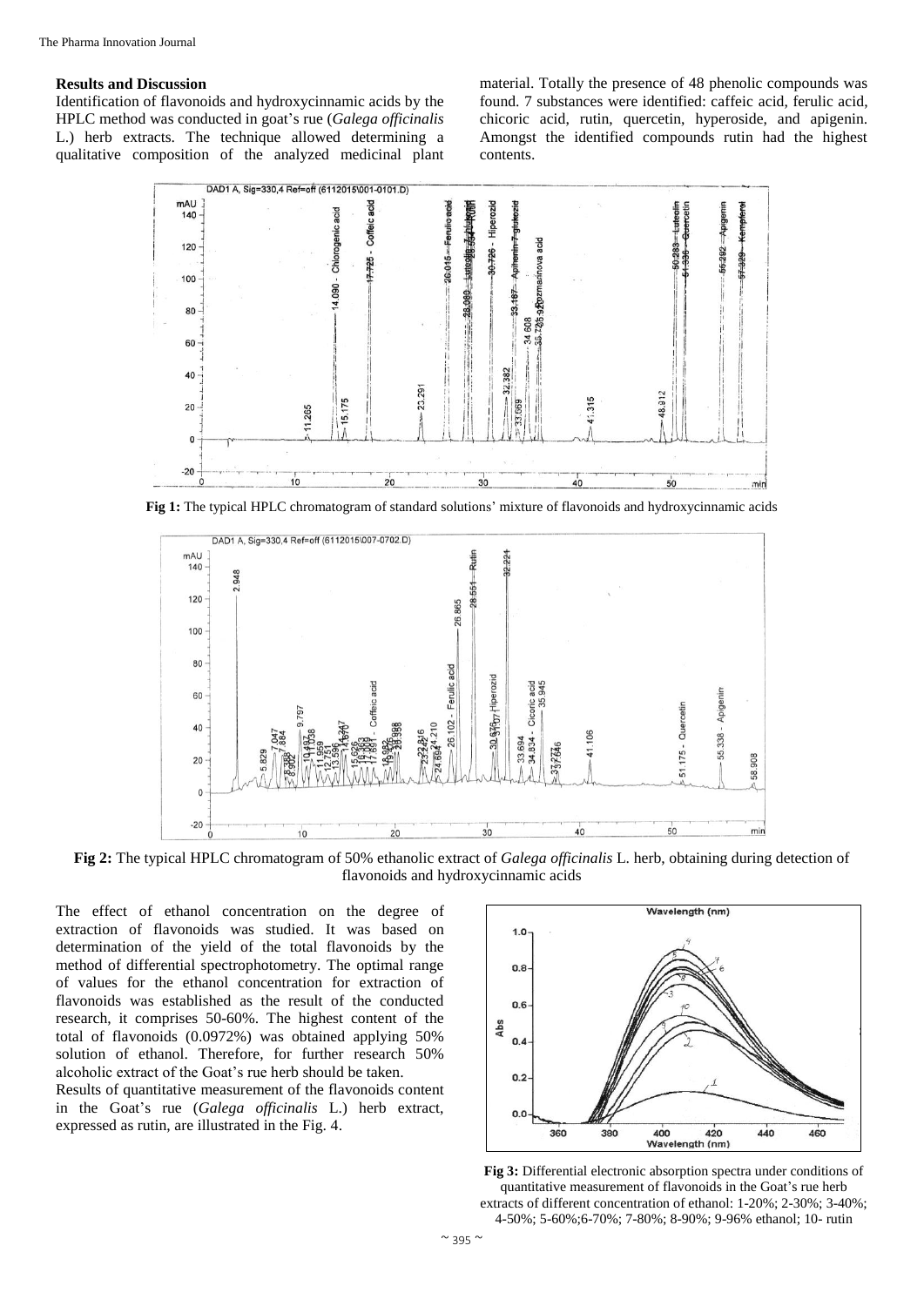## Results and Discussion

Identification of flavonoids and hydroxycinnamic acids by the HPLC method was conducted in goat's rue (*Galega officinalis* L.) herb extracts. The technique allowed determining a qualitative composition of the analyzed medicinal plant material. Totally the presence of 48 phenolic compounds was found. 7 substances were identified: caffeic acid, ferulic acid, chicoric acid, rutin, quercetin, hyperoside, and apigenin. Amongst the identified compounds rutin had the highest contents.

**Fig 1:** The typical HPLC chromatogram of standard solutions' mixture of flavonoids and hydroxycinnamic acids

**Fig 2:** The typical HPLC chromatogram of 50% ethanolic extract of *Galega officinalis* L. herb, obtaining during detection of flavonoids and hydroxycinnamic acids

The effect of ethanol concentration on the degree of extraction of flavonoids was studied. It was based on determination of the yield of the total flavonoids by the method of differential spectrophotometry. The optimal range of values for the ethanol concentration for extraction of flavonoids was established as the result of the conducted research, it comprises 50-60%. The highest content of the total of flavonoids (0.0972%) was obtained applying 50% solution of ethanol. Therefore, for further research 50% alcoholic extract of the Goat's rue herb should be taken.

Results of quantitative measurement of the flavonoids content in the Goat's rue (*Galega officinalis* L.) herb extract, expressed as rutin, are illustrated in the Fig. 4.

**Fig 3:** Differential electronic absorption spectra under conditions of quantitative measurement of flavonoids in the Goat's rue herb extracts of different concentration of ethanol: 1-20%; 2-30%; 3-40%; 4-50%; 5-60%;6-70%; 7-80%; 8-90%; 9-96% ethanol; 10- rutin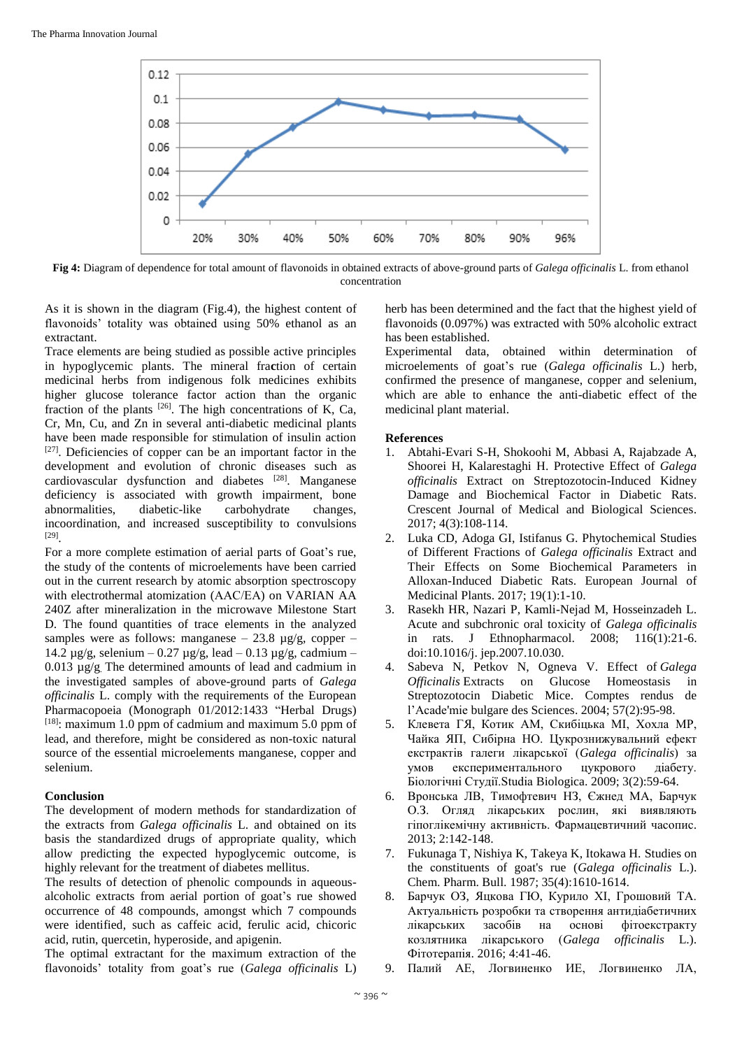Fig 4: Diagram of dependence for total amount of flavonoids in obtained extracts of above-ground parts of *Galega officinalis* L. from ethanol concentration

As it is shown in the diagram (Fig.4), the highest content of flavonoids' totality was obtained using 50% ethanol as an extractant.

Trace elements are being studied as possible active principles in hypoglycemic plants. The mineral fraction of certain medicinal herbs from indigenous folk medicines exhibits higher glucose tolerance factor action than the organic fraction of the plants [26]. The high concentrations of K, Ca, Cr, Mn, Cu, and Zn in several anti-diabetic medicinal plants have been made responsible for stimulation of insulin action [27]. Deficiencies of copper can be an important factor in the development and evolution of chronic diseases such as cardiovascular dysfunction and diabetes [28]. Manganese deficiency is associated with growth impairment, bone abnormalities, diabetic-like carbohydrate changes, incoordination, and increased susceptibility to convulsions [29].

For a more complete estimation of aerial parts of Goat's rue, the study of the contents of microelements have been carried out in the current research by atomic absorption spectroscopy with electrothermal atomization (AAC/EA) on VARIAN AA 240Z after mineralization in the microwave Milestone Start D. The found quantities of trace elements in the analyzed samples were as follows: manganese – 23.8 µg/g, copper – 14.2 µg/g, selenium – 0.27 µg/g, lead – 0.13 µg/g, cadmium – 0.013 µg/g. The determined amounts of lead and cadmium in the investigated samples of above-ground parts of *Galega officinalis* L. comply with the requirements of the European Pharmacopoeia (Monograph 01/2012:1433 "Herbal Drugs) [18]: maximum 1.0 ppm of cadmium and maximum 5.0 ppm of lead, and therefore, might be considered as non-toxic natural source of the essential microelements manganese, copper and selenium.

## Conclusion

The development of modern methods for standardization of the extracts from *Galega officinalis* L. and obtained on its basis the standardized drugs of appropriate quality, which allow predicting the expected hypoglycemic outcome, is highly relevant for the treatment of diabetes mellitus.

The results of detection of phenolic compounds in aqueous-alcoholic extracts from aerial portion of goat's rue showed occurrence of 48 compounds, amongst which 7 compounds were identified, such as caffeic acid, ferulic acid, chicoric acid, rutin, quercetin, hyperoside, and apigenin.

The optimal extractant for the maximum extraction of the flavonoids' totality from goat's rue (*Galega officinalis* L) herb has been determined and the fact that the highest yield of flavonoids (0.097%) was extracted with 50% alcoholic extract has been established.

Experimental data, obtained within determination of microelements of goat's rue (*Galega officinalis* L.) herb, confirmed the presence of manganese, copper and selenium, which are able to enhance the anti-diabetic effect of the medicinal plant material.

## References

1. Abtahi-Evari S-H, Shokoohi M, Abbasi A, Rajabzade A, Shoorei H, Kalarestaghi H. Protective Effect of *Galega officinalis* Extract on Streptozotocin-Induced Kidney Damage and Biochemical Factor in Diabetic Rats. Crescent Journal of Medical and Biological Sciences. 2017; 4(3):108-114.
2. Luka CD, Adoga GI, Istifanus G. Phytochemical Studies of Different Fractions of *Galega officinalis* Extract and Their Effects on Some Biochemical Parameters in Alloxan-Induced Diabetic Rats. European Journal of Medicinal Plants. 2017; 19(1):1-10.
3. Rasekh HR, Nazari P, Kamli-Nejad M, Hosseinzadeh L. Acute and subchronic oral toxicity of *Galega officinalis* in rats. J Ethnopharmacol. 2008; 116(1):21-6. doi:10.1016/j. jep.2007.10.030.
4. Sabeva N, Petkov N, Ogneva V. Effect of *Galega Officinalis* Extracts on Glucose Homeostasis in Streptozotocin Diabetic Mice. Comptes rendus de l'Acade'mie bulgare des Sciences. 2004; 57(2):95-98.
5. Клевета ГЯ, Котик АМ, Скібіцька МІ, Хохла МР, Чайка ЯП, Сибірна НО. Цукрознижувальний ефект екстрактів галеги лікарської (*Galega officinalis*) за умов експериментального цукрового діабету. Біологічні Студії.Studia Biologica. 2009; 3(2):59-64.
6. Вронська ЛВ, Тимофтевич НЗ, Єжнед МА, Барчук О.З. Огляд лікарських рослин, які виявляють гіпоглікемічну активність. Фармацевтичний часопис. 2013; 2:142-148.
7. Fukunaga T, Nishiya K, Takeya K, Itokawa H. Studies on the constituents of goat's rue (*Galega officinalis* L.). Chem. Pharm. Bull. 1987; 35(4):1610-1614.
8. Барчук ОЗ, Яцкова ГЮ, Курило ХІ, Грошовий ТА. Актуальність розробки та створення антидіабетичних лікарських засобів на основі фітоекстракту козлятника лікарського (*Galega officinalis* L.). Фітотерапія. 2016; 4:41-46.
9. Палий АЕ, Логвиненко ИЕ, Логвиненко ЛА,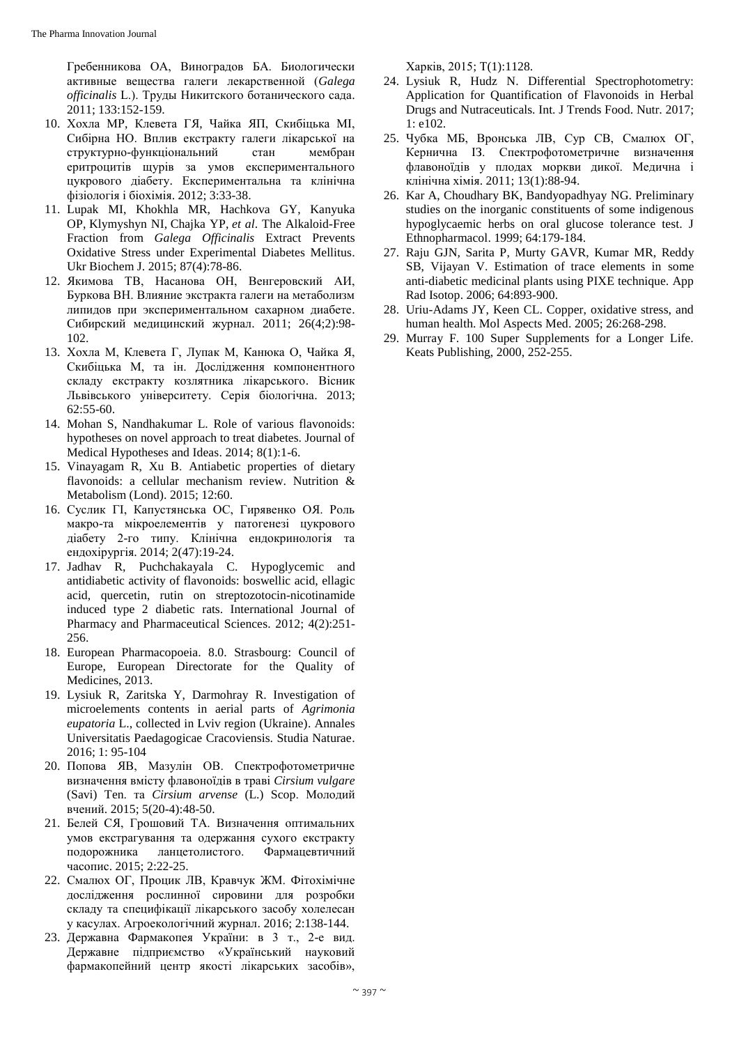Гребенникова ОА, Виноградов БА. Биологически активные вещества галеги лекарственной (*Galega officinalis* L.). Труды Никитского ботанического сада. 2011; 133:152-159.

10. Хохла МР, Клевета ГЯ, Чайка ЯП, Скибіцька МІ, Сибірна НО. Вплив екстракту галеги лікарської на структурно-функціональний стан мембран еритроцитів щурів за умов експериментального цукрового діабету. Експериментальна та клінічна фізіологія і біохімія. 2012; 3:33-38.
11. Lupak MI, Khokhla MR, Hachkova GY, Kanyuka OP, Klymyshyn NI, Chajka YP, *et al*. The Alkaloid-Free Fraction from *Galega Officinalis* Extract Prevents Oxidative Stress under Experimental Diabetes Mellitus. Ukr Biochem J. 2015; 87(4):78-86.
12. Якимова ТВ, Насанова ОН, Венгеровский АИ, Буркова ВН. Влияние экстракта галеги на метаболизм липидов при экспериментальном сахарном диабете. Сибирский медицинский журнал. 2011; 26(4;2):98-102.
13. Хохла М, Клевета Г, Лупак М, Канюка О, Чайка Я, Скибіцька М, та ін. Дослідження компонентного складу екстракту козлятника лікарського. Вісник Львівського університету. Серія біологічна. 2013; 62:55-60.
14. Mohan S, Nandhakumar L. Role of various flavonoids: hypotheses on novel approach to treat diabetes. Journal of Medical Hypotheses and Ideas. 2014; 8(1):1-6.
15. Vinayagam R, Xu B. Antiabetic properties of dietary flavonoids: a cellular mechanism review. Nutrition & Metabolism (Lond). 2015; 12:60.
16. Суслик ГІ, Капустянська ОС, Гирявенко ОЯ. Роль макро-та мікроелементів у патогенезі цукрового діабету 2-го типу. Клінічна ендокринологія та ендохірургія. 2014; 2(47):19-24.
17. Jadhav R, Puchchakayala C. Hypoglycemic and antidiabetic activity of flavonoids: boswellic acid, ellagic acid, quercetin, rutin on streptozotocin-nicotinamide induced type 2 diabetic rats. International Journal of Pharmacy and Pharmaceutical Sciences. 2012; 4(2):251-256.
18. European Pharmacopoeia. 8.0. Strasbourg: Council of Europe, European Directorate for the Quality of Medicines, 2013.
19. Lysiuk R, Zaritska Y, Darmohray R. Investigation of microelements contents in aerial parts of *Agrimonia eupatoria* L., collected in Lviv region (Ukraine). Annales Universitatis Paedagogicae Cracoviensis. Studia Naturae. 2016; 1: 95-104
20. Попова ЯВ, Мазулін ОВ. Спектрофотометричне визначення вмісту флавоноїдів в траві *Cirsium vulgare* (Savi) Ten. та *Cirsium arvense* (L.) Scop. Молодий вчений. 2015; 5(20-4):48-50.
21. Белей СЯ, Грошовий ТА. Визначення оптимальних умов екстрагування та одержання сухого екстракту подорожника ланцетолистого. Фармацевтичний часопис. 2015; 2:22-25.
22. Смалюх ОГ, Процик ЛВ, Кравчук ЖМ. Фітохімічне дослідження рослинної сировини для розробки складу та специфікації лікарського засобу холелесан у касулах. Агроекологічний журнал. 2016; 2:138-144.
23. Державна Фармакопея України: в 3 т., 2-е вид. Державне підприємство «Український науковий фармакопейний центр якості лікарських засобів», Харків, 2015; Т(1):1128.
24. Lysiuk R, Hudz N. Differential Spectrophotometry: Application for Quantification of Flavonoids in Herbal Drugs and Nutraceuticals. Int. J Trends Food. Nutr. 2017; 1: e102.
25. Чубка МБ, Вронська ЛВ, Сур СВ, Смалюх ОГ, Кернична ІЗ. Спектрофотометричне визначення флавоноїдів у плодах моркви дикої. Медична і клінічна хімія. 2011; 13(1):88-94.
26. Kar A, Choudhary BK, Bandyopadhyay NG. Preliminary studies on the inorganic constituents of some indigenous hypoglycaemic herbs on oral glucose tolerance test. J Ethnopharmacol. 1999; 64:179-184.
27. Raju GJN, Sarita P, Murty GAVR, Kumar MR, Reddy SB, Vijayan V. Estimation of trace elements in some anti-diabetic medicinal plants using PIXE technique. App Rad Isotop. 2006; 64:893-900.
28. Uriu-Adams JY, Keen CL. Copper, oxidative stress, and human health. Mol Aspects Med. 2005; 26:268-298.
29. Murray F. 100 Super Supplements for a Longer Life. Keats Publishing, 2000, 252-255.